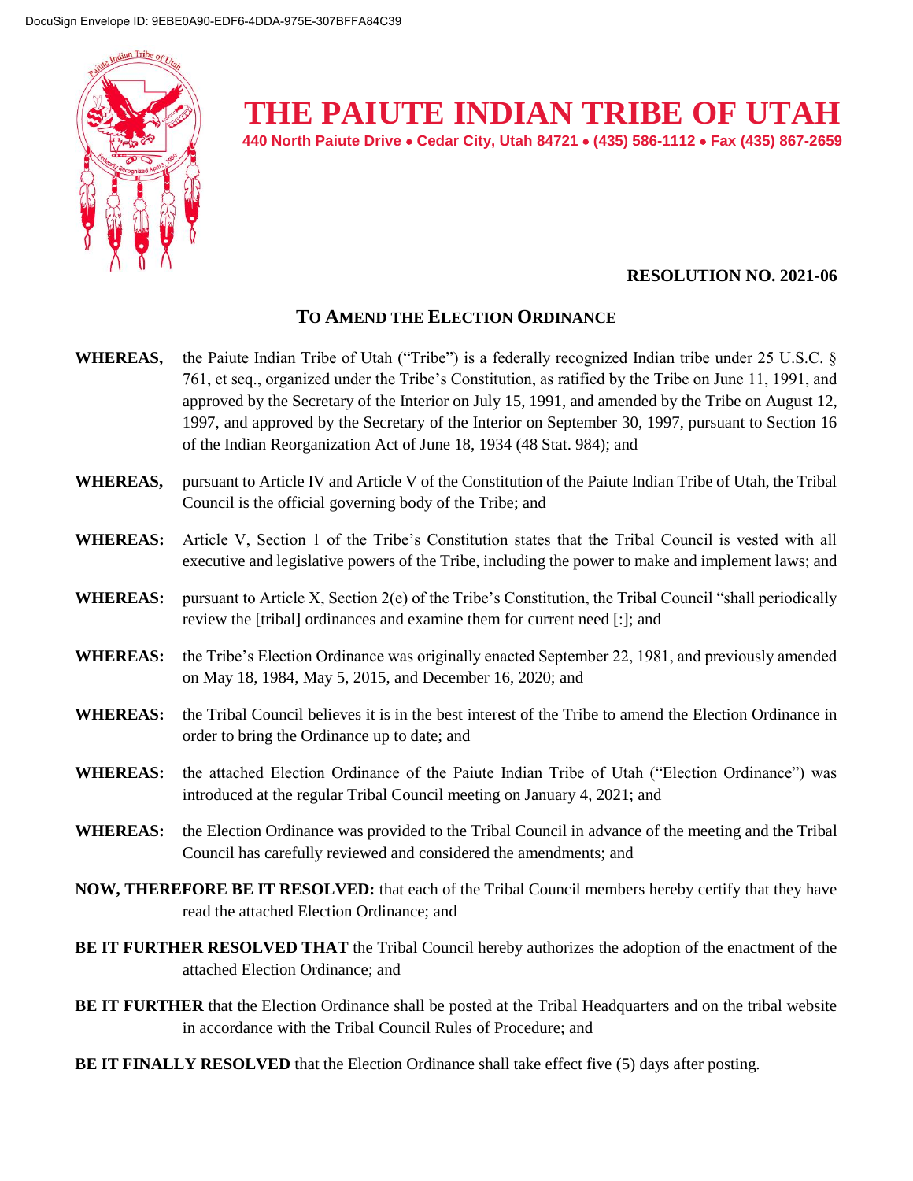DocuSign Envelope ID: 9EBE0A90-EDF6-4DDA-975E-307BFFA84C39

# THE PAIUTE INDIAN TRIBE OF UTAH

**440 North Paiute Drive • Cedar City, Utah 84721 • (435) 586-1112 • Fax (435) 867-2659**

**RESOLUTION NO. 2021-06**

## TO AMEND THE ELECTION ORDINANCE

**WHEREAS,** the Paiute Indian Tribe of Utah ("Tribe") is a federally recognized Indian tribe under 25 U.S.C. § 761, et seq., organized under the Tribe's Constitution, as ratified by the Tribe on June 11, 1991, and approved by the Secretary of the Interior on July 15, 1991, and amended by the Tribe on August 12, 1997, and approved by the Secretary of the Interior on September 30, 1997, pursuant to Section 16 of the Indian Reorganization Act of June 18, 1934 (48 Stat. 984); and

**WHEREAS,** pursuant to Article IV and Article V of the Constitution of the Paiute Indian Tribe of Utah, the Tribal Council is the official governing body of the Tribe; and

**WHEREAS:** Article V, Section 1 of the Tribe's Constitution states that the Tribal Council is vested with all executive and legislative powers of the Tribe, including the power to make and implement laws; and

**WHEREAS:** pursuant to Article X, Section 2(e) of the Tribe's Constitution, the Tribal Council "shall periodically review the [tribal] ordinances and examine them for current need [:]; and

**WHEREAS:** the Tribe's Election Ordinance was originally enacted September 22, 1981, and previously amended on May 18, 1984, May 5, 2015, and December 16, 2020; and

**WHEREAS:** the Tribal Council believes it is in the best interest of the Tribe to amend the Election Ordinance in order to bring the Ordinance up to date; and

**WHEREAS:** the attached Election Ordinance of the Paiute Indian Tribe of Utah ("Election Ordinance") was introduced at the regular Tribal Council meeting on January 4, 2021; and

**WHEREAS:** the Election Ordinance was provided to the Tribal Council in advance of the meeting and the Tribal Council has carefully reviewed and considered the amendments; and

**NOW, THEREFORE BE IT RESOLVED:** that each of the Tribal Council members hereby certify that they have read the attached Election Ordinance; and

**BE IT FURTHER RESOLVED THAT** the Tribal Council hereby authorizes the adoption of the enactment of the attached Election Ordinance; and

**BE IT FURTHER** that the Election Ordinance shall be posted at the Tribal Headquarters and on the tribal website in accordance with the Tribal Council Rules of Procedure; and

**BE IT FINALLY RESOLVED** that the Election Ordinance shall take effect five (5) days after posting.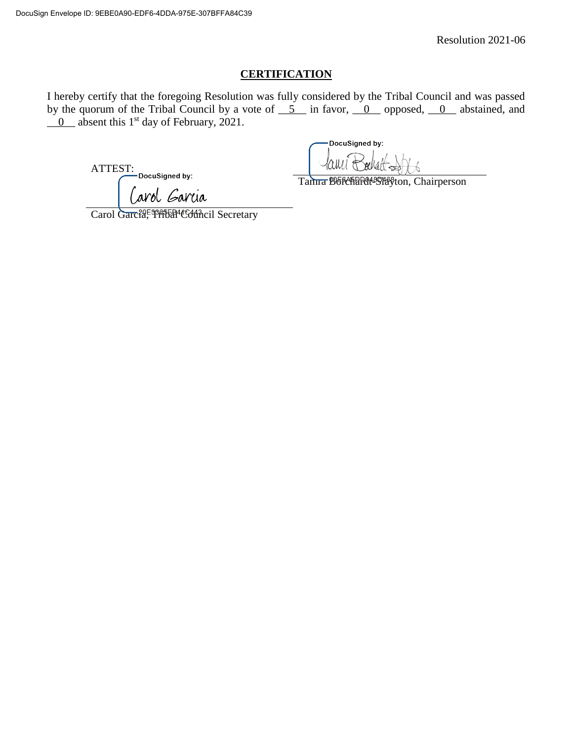DocuSign Envelope ID: 9EBE0A90-EDF6-4DDA-975E-307BFFA84C39

Resolution 2021-06

## CERTIFICATION

I hereby certify that the foregoing Resolution was fully considered by the Tribal Council and was passed by the quorum of the Tribal Council by a vote of __5__ in favor, __0__ opposed, __0__ abstained, and __0__ absent this 1st day of February, 2021.

DocuSigned by:

Tamra Borchardt-Slayton, Chairperson

ATTEST:

DocuSigned by:

Carol Garcia

Carol Garcia, Tribal Council Secretary